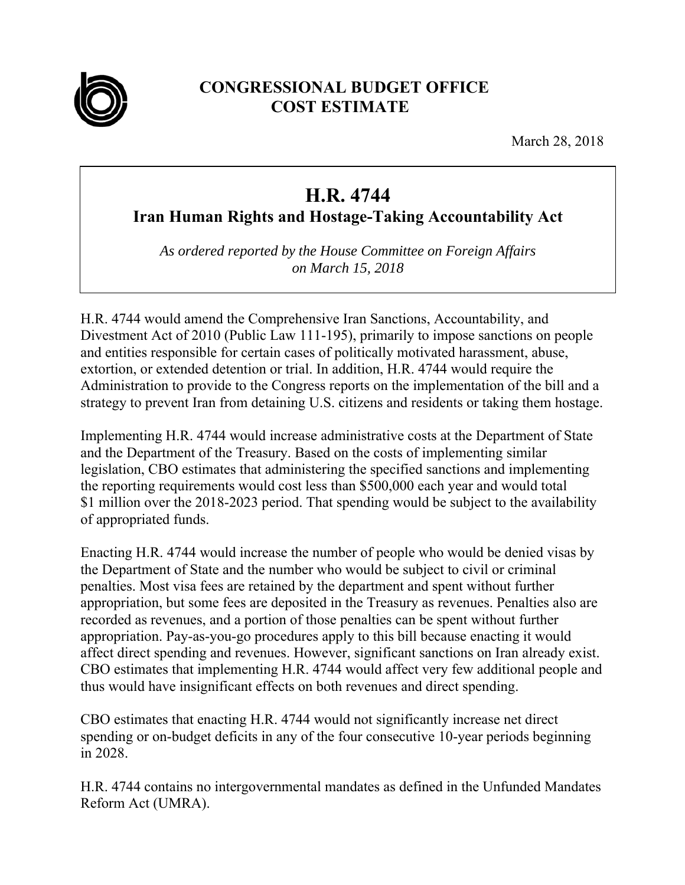# CONGRESSIONAL BUDGET OFFICE
# COST ESTIMATE

March 28, 2018

## H.R. 4744
### Iran Human Rights and Hostage-Taking Accountability Act

*As ordered reported by the House Committee on Foreign Affairs on March 15, 2018*

H.R. 4744 would amend the Comprehensive Iran Sanctions, Accountability, and Divestment Act of 2010 (Public Law 111-195), primarily to impose sanctions on people and entities responsible for certain cases of politically motivated harassment, abuse, extortion, or extended detention or trial. In addition, H.R. 4744 would require the Administration to provide to the Congress reports on the implementation of the bill and a strategy to prevent Iran from detaining U.S. citizens and residents or taking them hostage.

Implementing H.R. 4744 would increase administrative costs at the Department of State and the Department of the Treasury. Based on the costs of implementing similar legislation, CBO estimates that administering the specified sanctions and implementing the reporting requirements would cost less than $500,000 each year and would total $1 million over the 2018-2023 period. That spending would be subject to the availability of appropriated funds.

Enacting H.R. 4744 would increase the number of people who would be denied visas by the Department of State and the number who would be subject to civil or criminal penalties. Most visa fees are retained by the department and spent without further appropriation, but some fees are deposited in the Treasury as revenues. Penalties also are recorded as revenues, and a portion of those penalties can be spent without further appropriation. Pay-as-you-go procedures apply to this bill because enacting it would affect direct spending and revenues. However, significant sanctions on Iran already exist. CBO estimates that implementing H.R. 4744 would affect very few additional people and thus would have insignificant effects on both revenues and direct spending.

CBO estimates that enacting H.R. 4744 would not significantly increase net direct spending or on-budget deficits in any of the four consecutive 10-year periods beginning in 2028.

H.R. 4744 contains no intergovernmental mandates as defined in the Unfunded Mandates Reform Act (UMRA).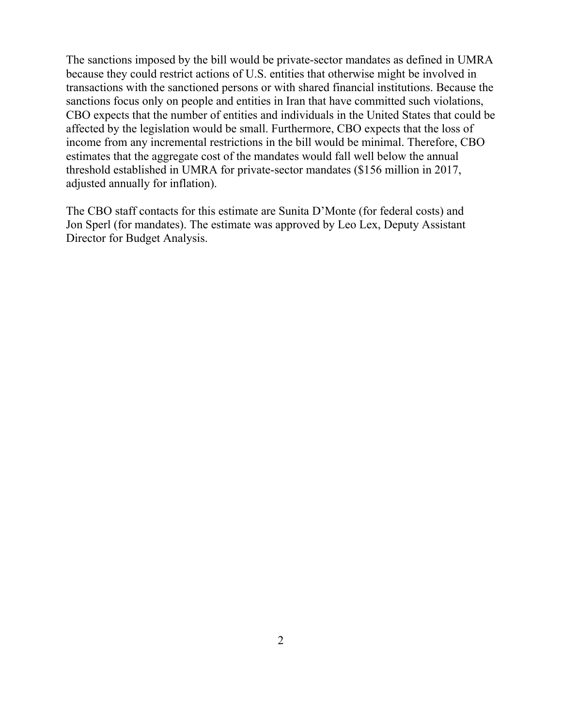The sanctions imposed by the bill would be private-sector mandates as defined in UMRA because they could restrict actions of U.S. entities that otherwise might be involved in transactions with the sanctioned persons or with shared financial institutions. Because the sanctions focus only on people and entities in Iran that have committed such violations, CBO expects that the number of entities and individuals in the United States that could be affected by the legislation would be small. Furthermore, CBO expects that the loss of income from any incremental restrictions in the bill would be minimal. Therefore, CBO estimates that the aggregate cost of the mandates would fall well below the annual threshold established in UMRA for private-sector mandates ($156 million in 2017, adjusted annually for inflation).

The CBO staff contacts for this estimate are Sunita D'Monte (for federal costs) and Jon Sperl (for mandates). The estimate was approved by Leo Lex, Deputy Assistant Director for Budget Analysis.